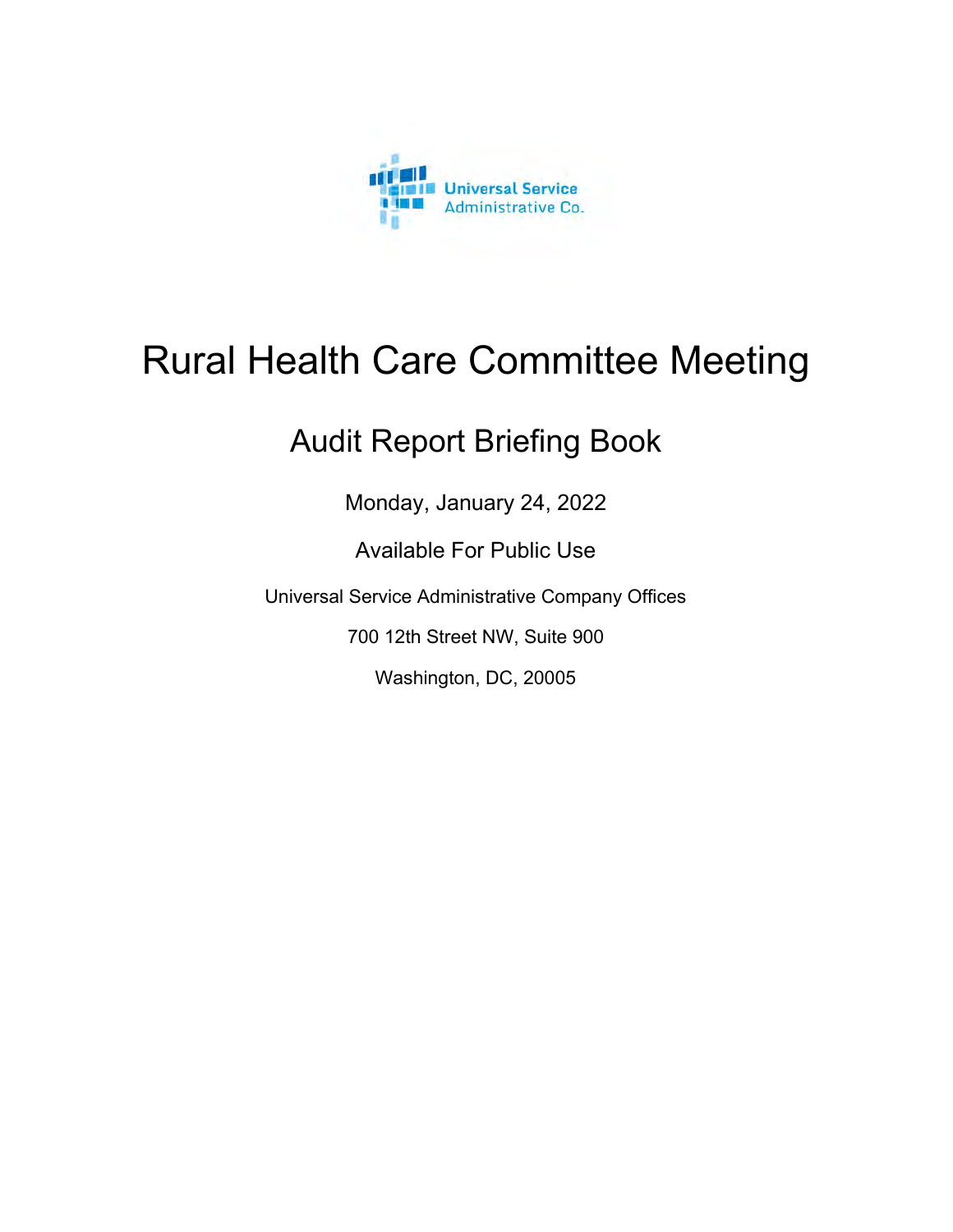Universal Service Administrative Co.

# Rural Health Care Committee Meeting

## Audit Report Briefing Book

Monday, January 24, 2022

Available For Public Use

Universal Service Administrative Company Offices

700 12th Street NW, Suite 900

Washington, DC, 20005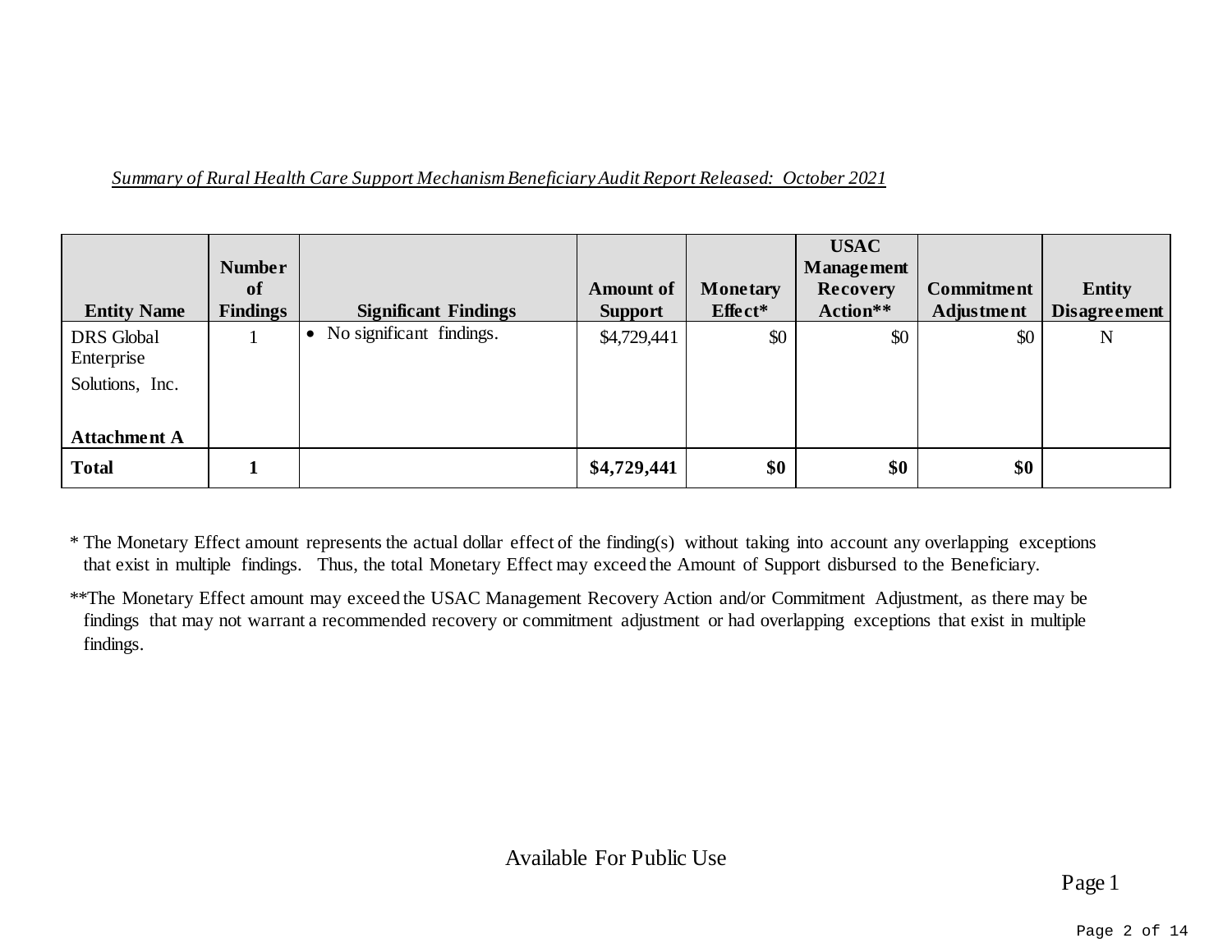*Summary of Rural Health Care Support Mechanism Beneficiary Audit Report Released: October 2021*

| Entity Name | Number of Findings | Significant Findings | Amount of Support | Monetary Effect* | USAC Management Recovery Action** | Commitment Adjustment | Entity Disagreement |
|---|---|---|---|---|---|---|---|
| DRS Global Enterprise Solutions, Inc. **Attachment A** | 1 | • No significant findings. | $4,729,441 | $0 | $0 | $0 | N |
| **Total** | **1** | | **$4,729,441** | **$0** | **$0** | **$0** | |

\* The Monetary Effect amount represents the actual dollar effect of the finding(s) without taking into account any overlapping exceptions that exist in multiple findings. Thus, the total Monetary Effect may exceed the Amount of Support disbursed to the Beneficiary.

**The Monetary Effect amount may exceed the USAC Management Recovery Action and/or Commitment Adjustment, as there may be findings that may not warrant a recommended recovery or commitment adjustment or had overlapping exceptions that exist in multiple findings.

Available For Public Use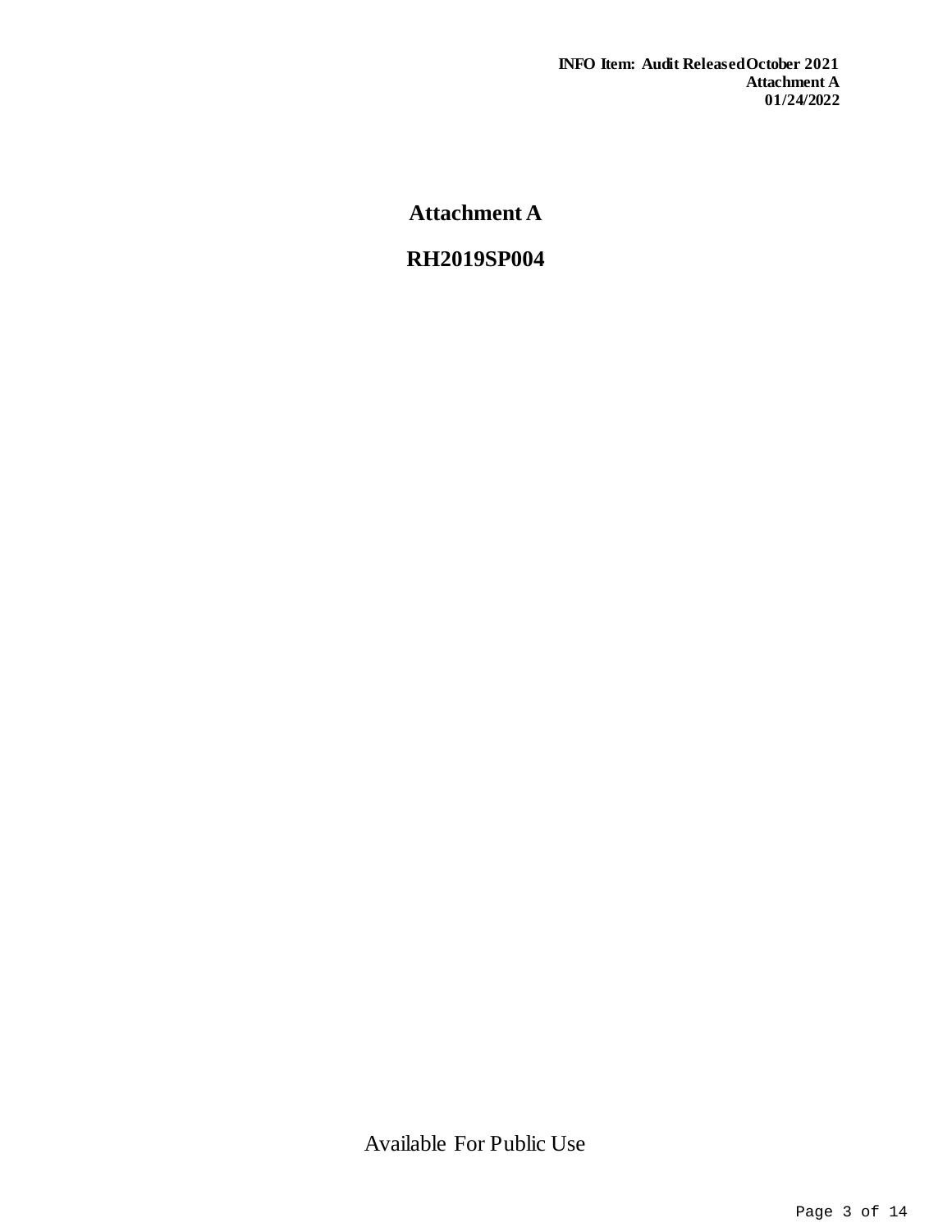# Attachment A

## RH2019SP004

Available For Public Use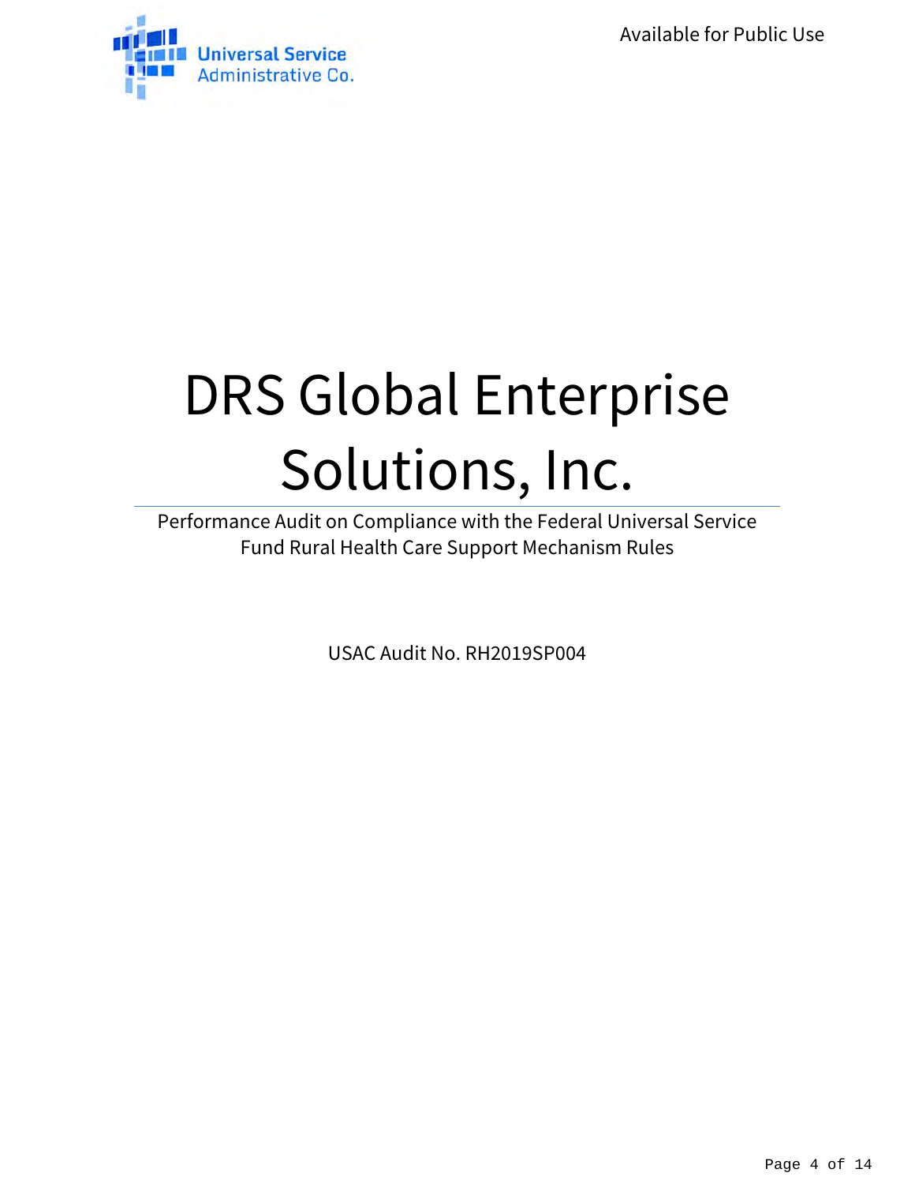Available for Public Use

# DRS Global Enterprise Solutions, Inc.

Performance Audit on Compliance with the Federal Universal Service Fund Rural Health Care Support Mechanism Rules

USAC Audit No. RH2019SP004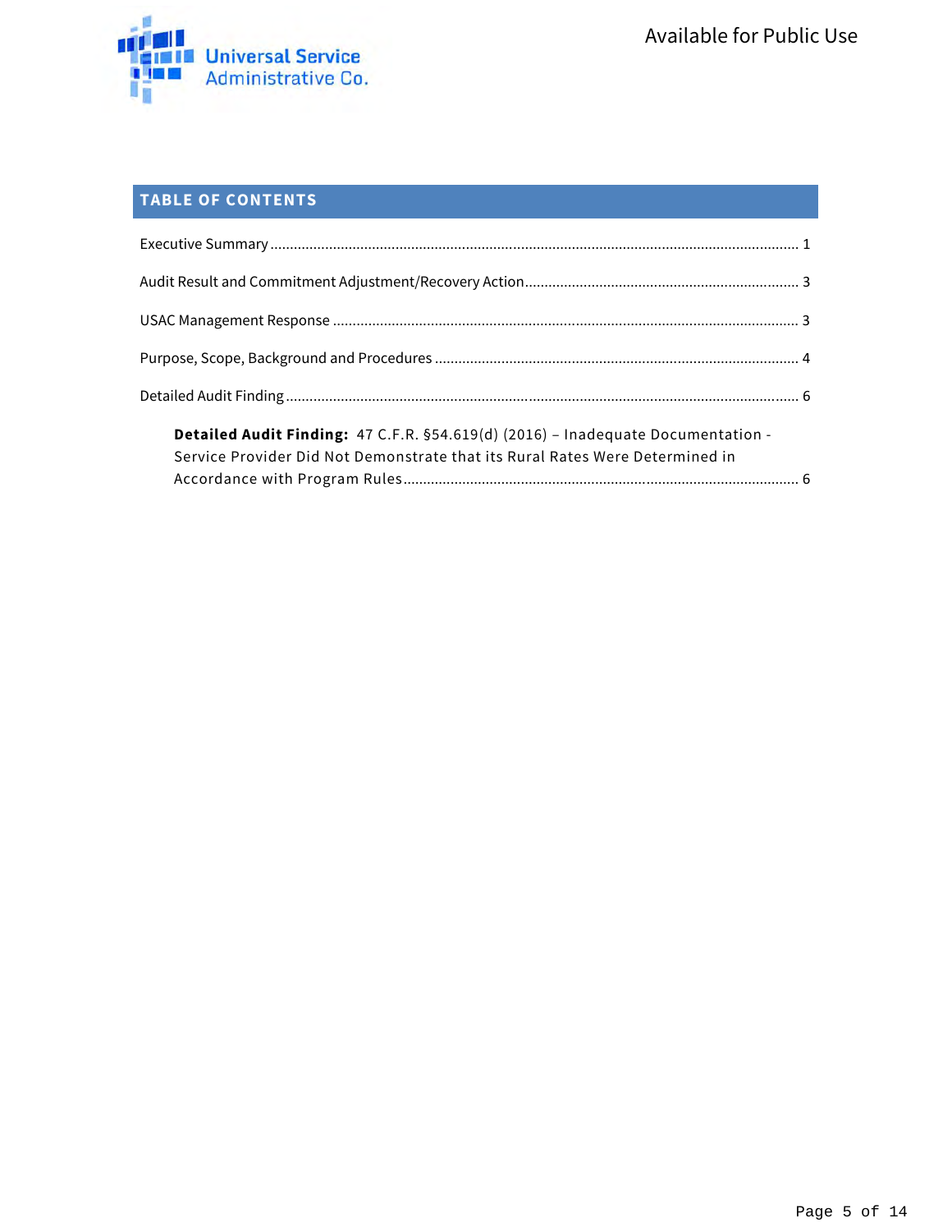## TABLE OF CONTENTS

Executive Summary ........................................................................................................................ 1

Audit Result and Commitment Adjustment/Recovery Action ..................................................................... 3

USAC Management Response ........................................................................................................... 3

Purpose, Scope, Background and Procedures ........................................................................................ 4

Detailed Audit Finding ...................................................................................................................... 6

> **Detailed Audit Finding:** 47 C.F.R. §54.619(d) (2016) – Inadequate Documentation - Service Provider Did Not Demonstrate that its Rural Rates Were Determined in Accordance with Program Rules ........................................................................................ 6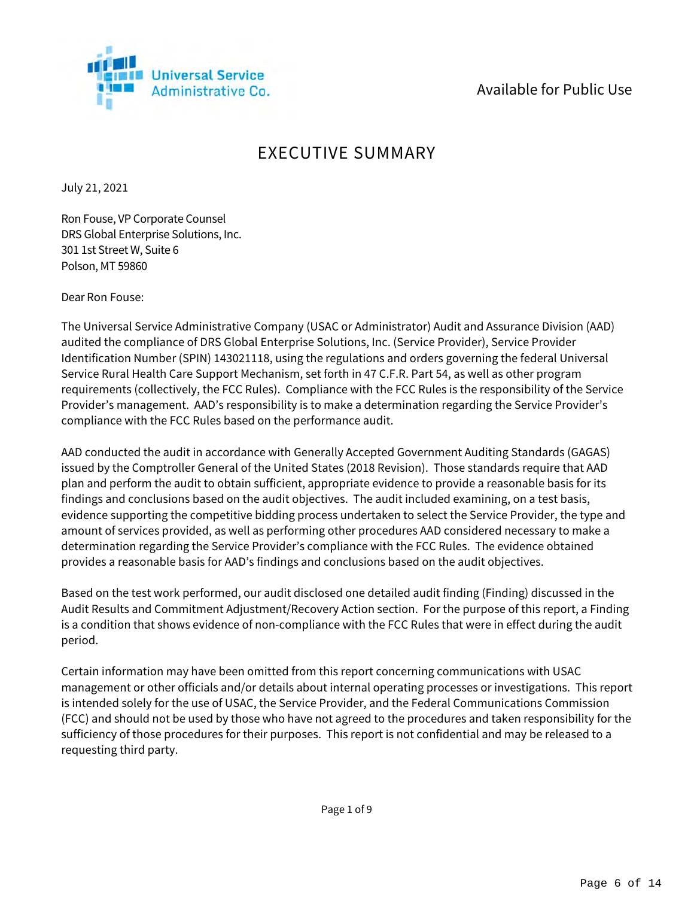Universal Service Administrative Co.

Available for Public Use

# EXECUTIVE SUMMARY

July 21, 2021

Ron Fouse, VP Corporate Counsel
DRS Global Enterprise Solutions, Inc.
301 1st Street W, Suite 6
Polson, MT 59860

Dear Ron Fouse:

The Universal Service Administrative Company (USAC or Administrator) Audit and Assurance Division (AAD) audited the compliance of DRS Global Enterprise Solutions, Inc. (Service Provider), Service Provider Identification Number (SPIN) 143021118, using the regulations and orders governing the federal Universal Service Rural Health Care Support Mechanism, set forth in 47 C.F.R. Part 54, as well as other program requirements (collectively, the FCC Rules). Compliance with the FCC Rules is the responsibility of the Service Provider's management. AAD's responsibility is to make a determination regarding the Service Provider's compliance with the FCC Rules based on the performance audit.

AAD conducted the audit in accordance with Generally Accepted Government Auditing Standards (GAGAS) issued by the Comptroller General of the United States (2018 Revision). Those standards require that AAD plan and perform the audit to obtain sufficient, appropriate evidence to provide a reasonable basis for its findings and conclusions based on the audit objectives. The audit included examining, on a test basis, evidence supporting the competitive bidding process undertaken to select the Service Provider, the type and amount of services provided, as well as performing other procedures AAD considered necessary to make a determination regarding the Service Provider's compliance with the FCC Rules. The evidence obtained provides a reasonable basis for AAD's findings and conclusions based on the audit objectives.

Based on the test work performed, our audit disclosed one detailed audit finding (Finding) discussed in the Audit Results and Commitment Adjustment/Recovery Action section. For the purpose of this report, a Finding is a condition that shows evidence of non-compliance with the FCC Rules that were in effect during the audit period.

Certain information may have been omitted from this report concerning communications with USAC management or other officials and/or details about internal operating processes or investigations. This report is intended solely for the use of USAC, the Service Provider, and the Federal Communications Commission (FCC) and should not be used by those who have not agreed to the procedures and taken responsibility for the sufficiency of those procedures for their purposes. This report is not confidential and may be released to a requesting third party.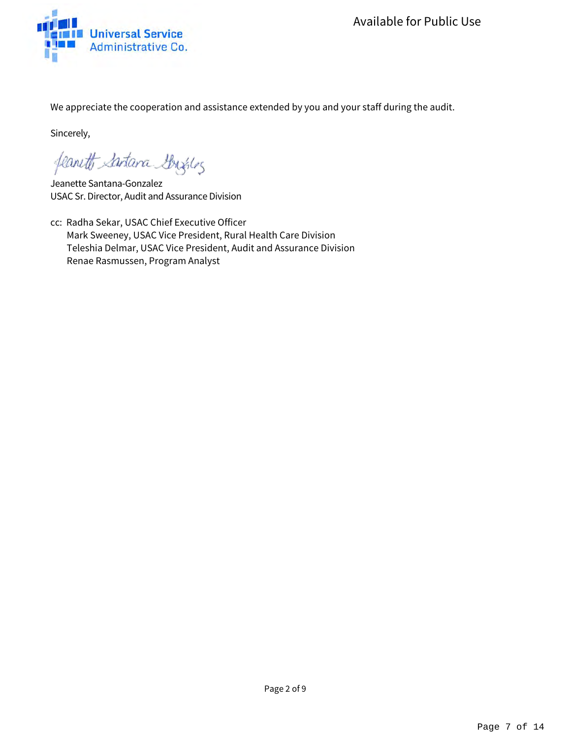We appreciate the cooperation and assistance extended by you and your staff during the audit.

Sincerely,

Jeanette Santana-Gonzalez
USAC Sr. Director, Audit and Assurance Division

cc: Radha Sekar, USAC Chief Executive Officer
Mark Sweeney, USAC Vice President, Rural Health Care Division
Teleshia Delmar, USAC Vice President, Audit and Assurance Division
Renae Rasmussen, Program Analyst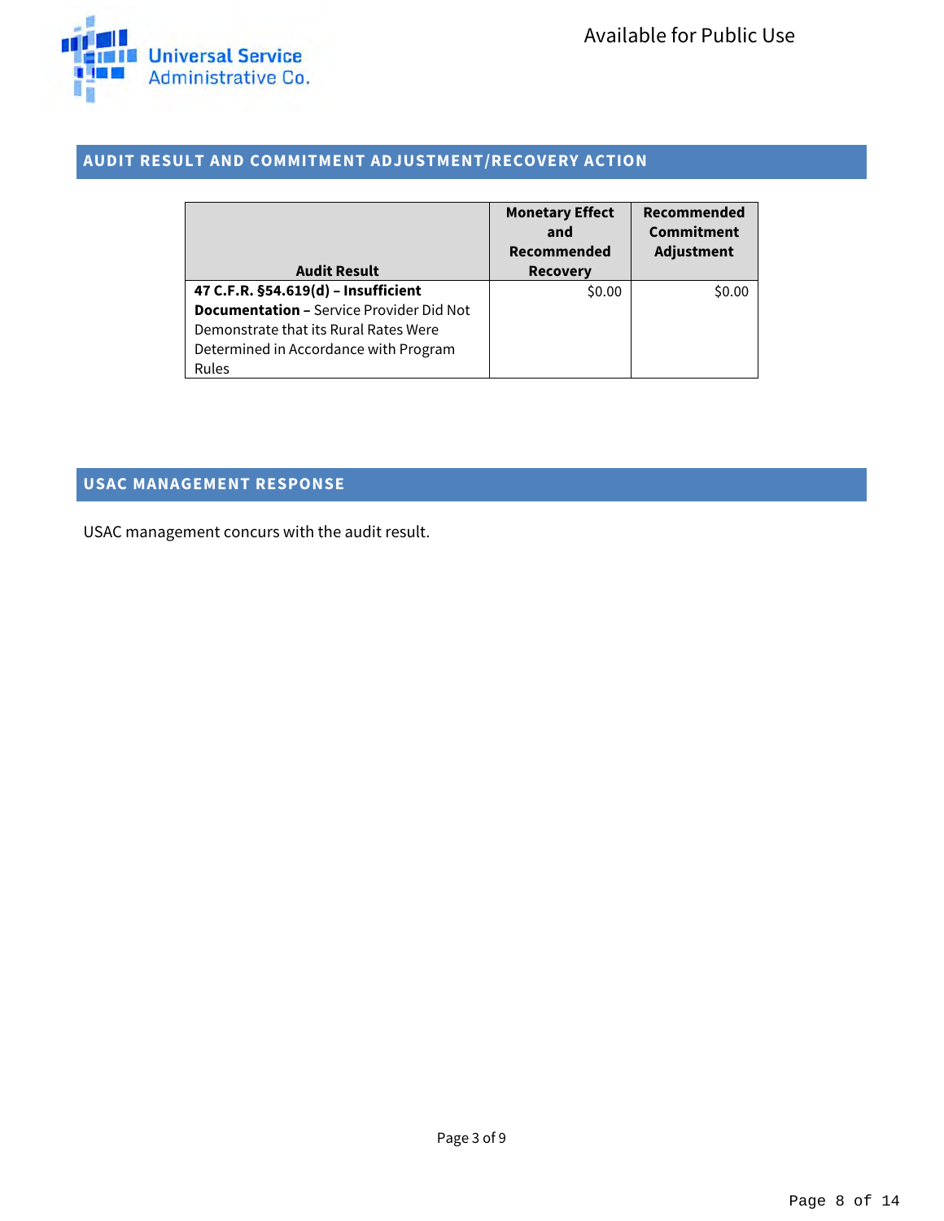## AUDIT RESULT AND COMMITMENT ADJUSTMENT/RECOVERY ACTION

| Audit Result | Monetary Effect and Recommended Recovery | Recommended Commitment Adjustment |
|---|---|---|
| **47 C.F.R. §54.619(d) – Insufficient Documentation –** Service Provider Did Not Demonstrate that its Rural Rates Were Determined in Accordance with Program Rules | $0.00 | $0.00 |

## USAC MANAGEMENT RESPONSE

USAC management concurs with the audit result.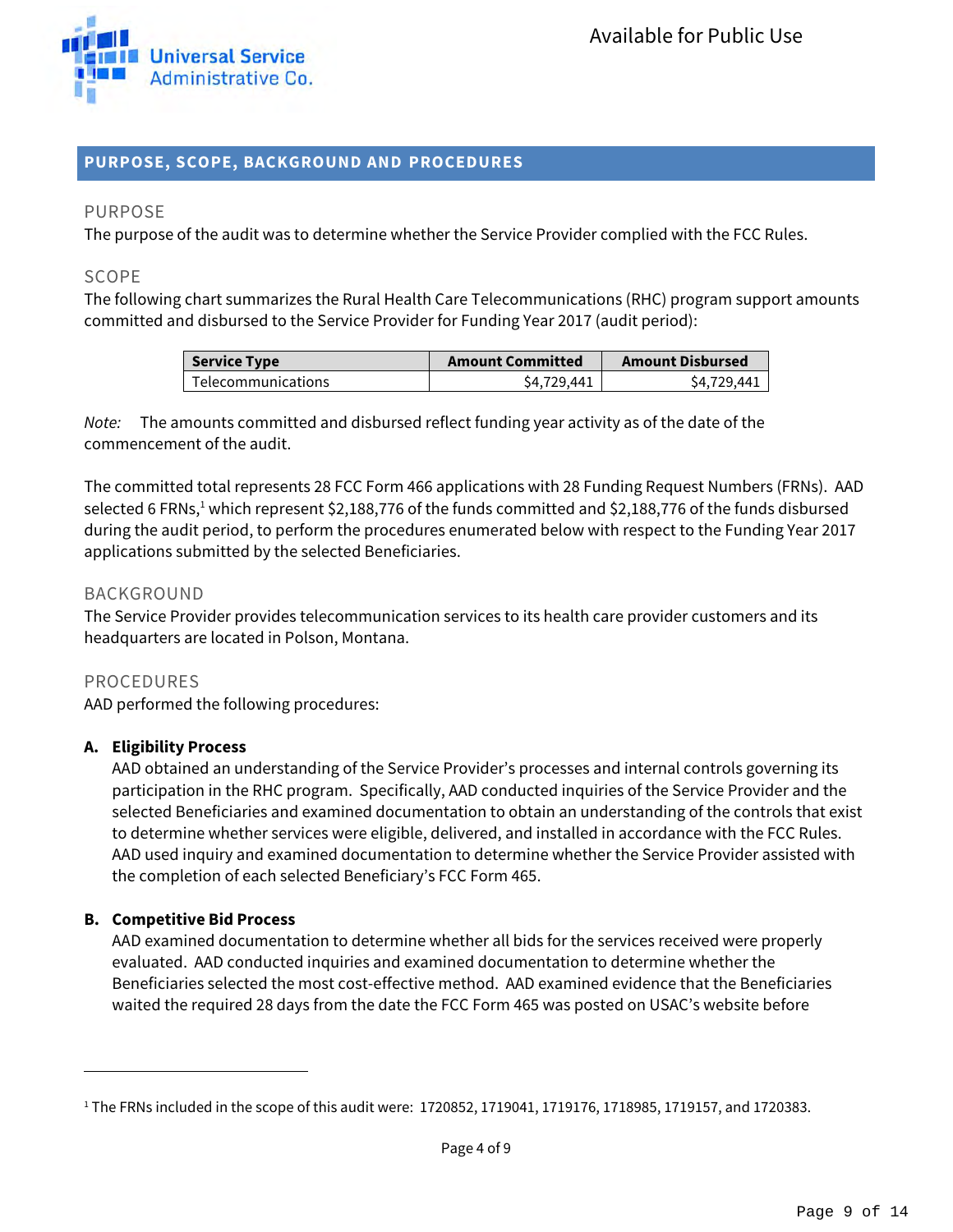## PURPOSE, SCOPE, BACKGROUND AND PROCEDURES

### PURPOSE

The purpose of the audit was to determine whether the Service Provider complied with the FCC Rules.

### SCOPE

The following chart summarizes the Rural Health Care Telecommunications (RHC) program support amounts committed and disbursed to the Service Provider for Funding Year 2017 (audit period):

| Service Type | Amount Committed | Amount Disbursed |
|---|---|---|
| Telecommunications | $4,729,441 | $4,729,441 |

*Note:* The amounts committed and disbursed reflect funding year activity as of the date of the commencement of the audit.

The committed total represents 28 FCC Form 466 applications with 28 Funding Request Numbers (FRNs). AAD selected 6 FRNs,[1] which represent $2,188,776 of the funds committed and $2,188,776 of the funds disbursed during the audit period, to perform the procedures enumerated below with respect to the Funding Year 2017 applications submitted by the selected Beneficiaries.

### BACKGROUND

The Service Provider provides telecommunication services to its health care provider customers and its headquarters are located in Polson, Montana.

### PROCEDURES

AAD performed the following procedures:

**A. Eligibility Process**

AAD obtained an understanding of the Service Provider's processes and internal controls governing its participation in the RHC program. Specifically, AAD conducted inquiries of the Service Provider and the selected Beneficiaries and examined documentation to obtain an understanding of the controls that exist to determine whether services were eligible, delivered, and installed in accordance with the FCC Rules. AAD used inquiry and examined documentation to determine whether the Service Provider assisted with the completion of each selected Beneficiary's FCC Form 465.

**B. Competitive Bid Process**

AAD examined documentation to determine whether all bids for the services received were properly evaluated. AAD conducted inquiries and examined documentation to determine whether the Beneficiaries selected the most cost-effective method. AAD examined evidence that the Beneficiaries waited the required 28 days from the date the FCC Form 465 was posted on USAC's website before

[1] The FRNs included in the scope of this audit were: 1720852, 1719041, 1719176, 1718985, 1719157, and 1720383.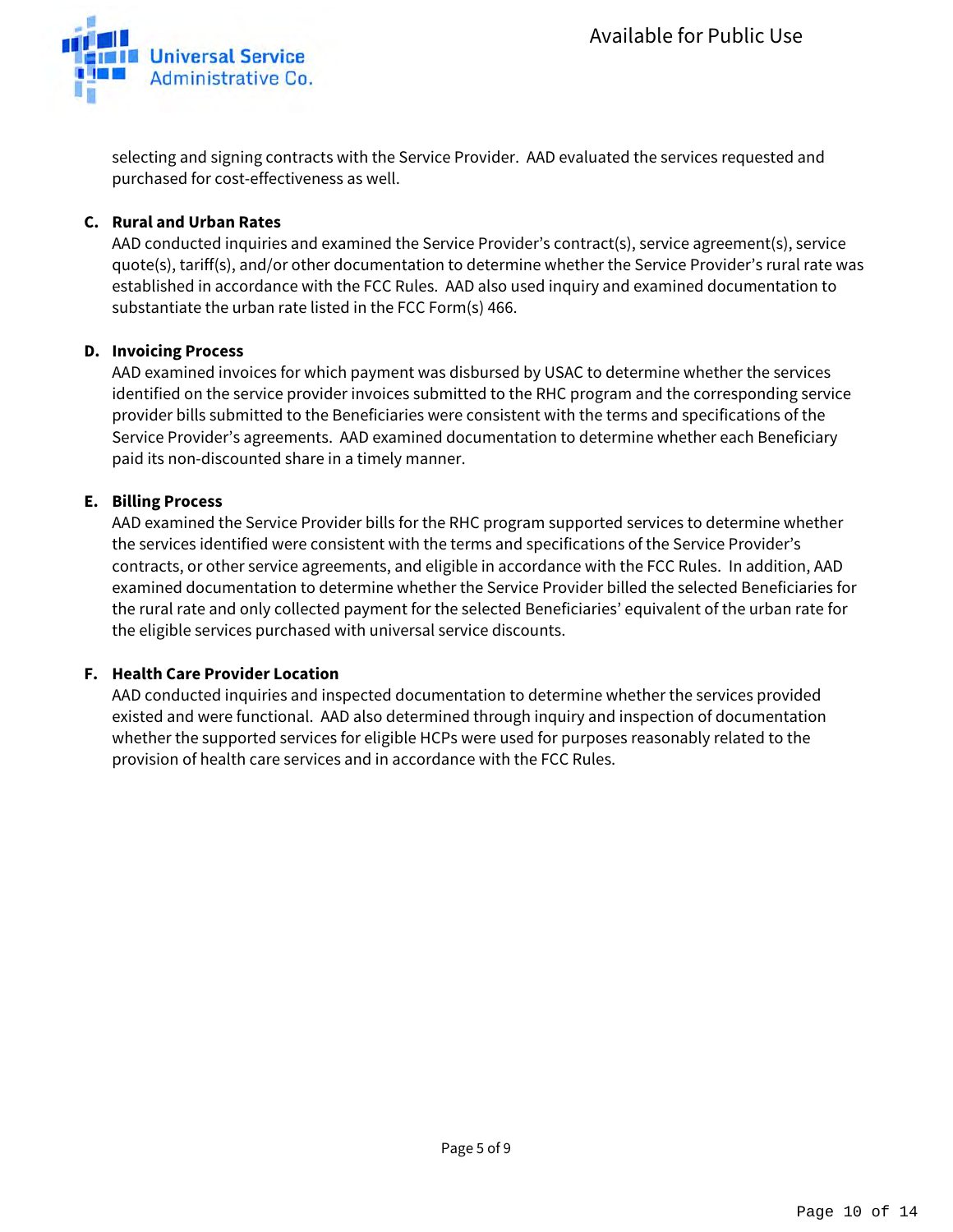selecting and signing contracts with the Service Provider. AAD evaluated the services requested and purchased for cost-effectiveness as well.

**C. Rural and Urban Rates**

AAD conducted inquiries and examined the Service Provider's contract(s), service agreement(s), service quote(s), tariff(s), and/or other documentation to determine whether the Service Provider's rural rate was established in accordance with the FCC Rules. AAD also used inquiry and examined documentation to substantiate the urban rate listed in the FCC Form(s) 466.

**D. Invoicing Process**

AAD examined invoices for which payment was disbursed by USAC to determine whether the services identified on the service provider invoices submitted to the RHC program and the corresponding service provider bills submitted to the Beneficiaries were consistent with the terms and specifications of the Service Provider's agreements. AAD examined documentation to determine whether each Beneficiary paid its non-discounted share in a timely manner.

**E. Billing Process**

AAD examined the Service Provider bills for the RHC program supported services to determine whether the services identified were consistent with the terms and specifications of the Service Provider's contracts, or other service agreements, and eligible in accordance with the FCC Rules. In addition, AAD examined documentation to determine whether the Service Provider billed the selected Beneficiaries for the rural rate and only collected payment for the selected Beneficiaries' equivalent of the urban rate for the eligible services purchased with universal service discounts.

**F. Health Care Provider Location**

AAD conducted inquiries and inspected documentation to determine whether the services provided existed and were functional. AAD also determined through inquiry and inspection of documentation whether the supported services for eligible HCPs were used for purposes reasonably related to the provision of health care services and in accordance with the FCC Rules.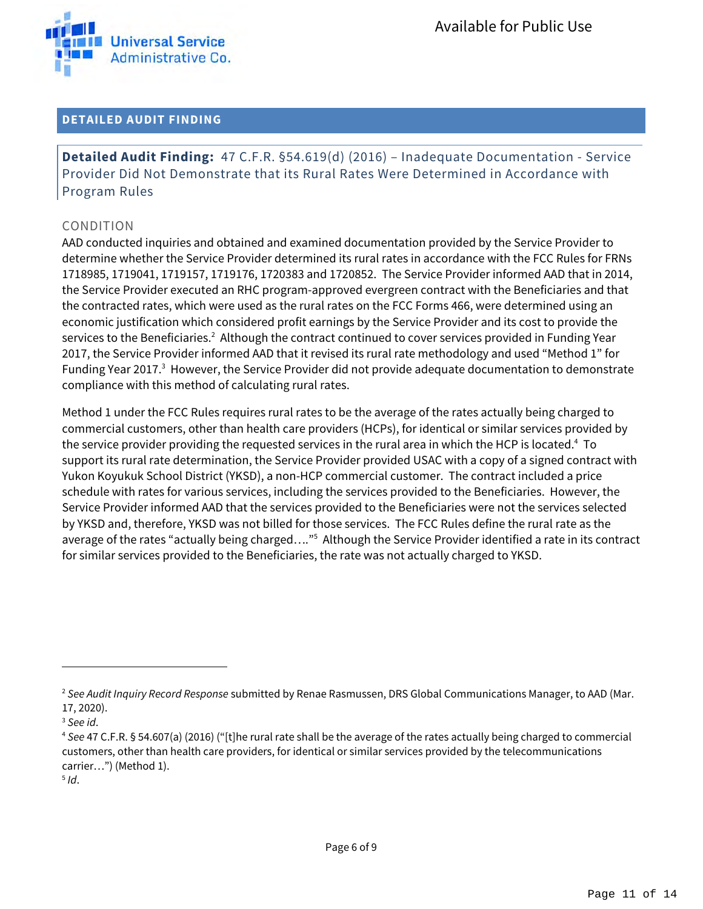## DETAILED AUDIT FINDING

**Detailed Audit Finding:** 47 C.F.R. §54.619(d) (2016) – Inadequate Documentation - Service Provider Did Not Demonstrate that its Rural Rates Were Determined in Accordance with Program Rules

### CONDITION

AAD conducted inquiries and obtained and examined documentation provided by the Service Provider to determine whether the Service Provider determined its rural rates in accordance with the FCC Rules for FRNs 1718985, 1719041, 1719157, 1719176, 1720383 and 1720852. The Service Provider informed AAD that in 2014, the Service Provider executed an RHC program-approved evergreen contract with the Beneficiaries and that the contracted rates, which were used as the rural rates on the FCC Forms 466, were determined using an economic justification which considered profit earnings by the Service Provider and its cost to provide the services to the Beneficiaries.[2] Although the contract continued to cover services provided in Funding Year 2017, the Service Provider informed AAD that it revised its rural rate methodology and used "Method 1" for Funding Year 2017.[3] However, the Service Provider did not provide adequate documentation to demonstrate compliance with this method of calculating rural rates.

Method 1 under the FCC Rules requires rural rates to be the average of the rates actually being charged to commercial customers, other than health care providers (HCPs), for identical or similar services provided by the service provider providing the requested services in the rural area in which the HCP is located.[4] To support its rural rate determination, the Service Provider provided USAC with a copy of a signed contract with Yukon Koyukuk School District (YKSD), a non-HCP commercial customer. The contract included a price schedule with rates for various services, including the services provided to the Beneficiaries. However, the Service Provider informed AAD that the services provided to the Beneficiaries were not the services selected by YKSD and, therefore, YKSD was not billed for those services. The FCC Rules define the rural rate as the average of the rates "actually being charged…."[5] Although the Service Provider identified a rate in its contract for similar services provided to the Beneficiaries, the rate was not actually charged to YKSD.

---

[2] *See Audit Inquiry Record Response* submitted by Renae Rasmussen, DRS Global Communications Manager, to AAD (Mar. 17, 2020).

[3] *See id.*

[4] *See* 47 C.F.R. § 54.607(a) (2016) ("[t]he rural rate shall be the average of the rates actually being charged to commercial customers, other than health care providers, for identical or similar services provided by the telecommunications carrier…") (Method 1).

[5] *Id*.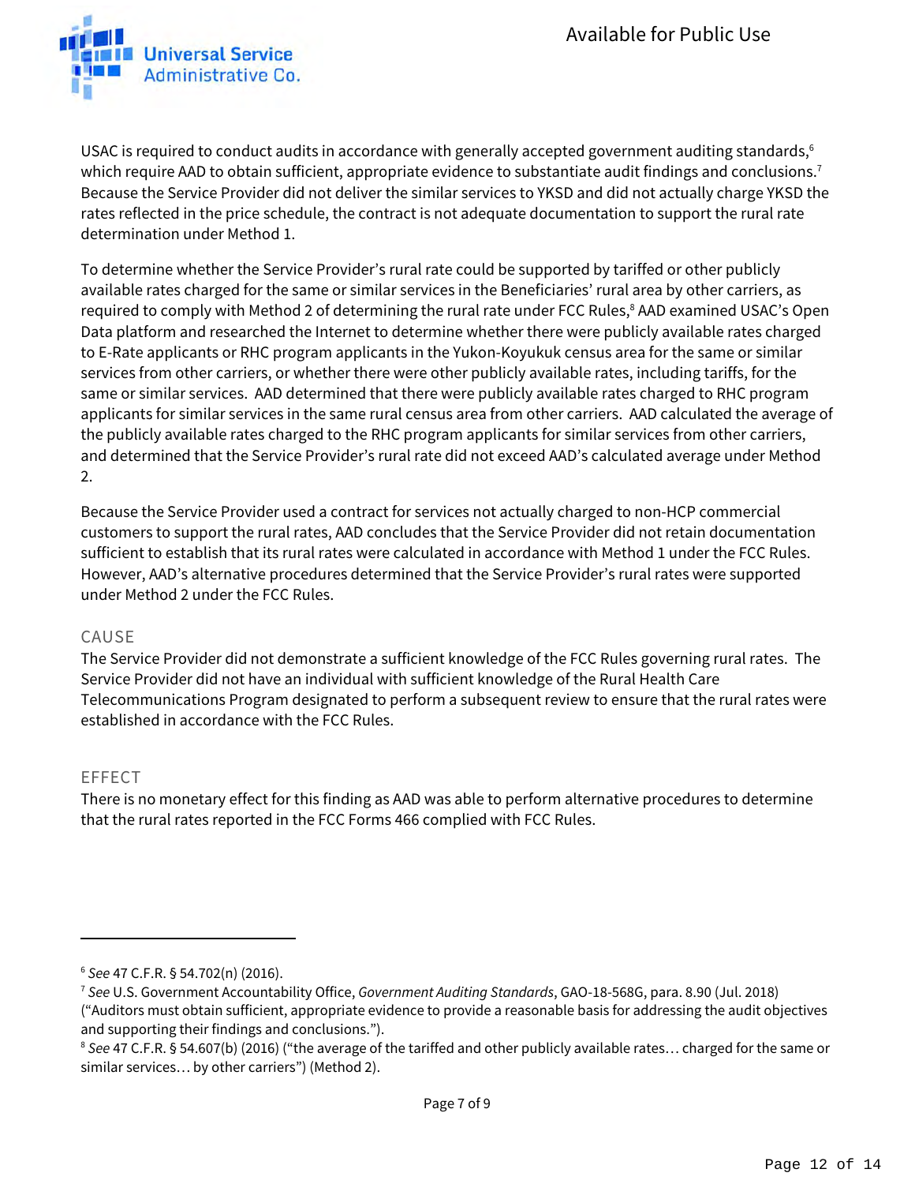USAC is required to conduct audits in accordance with generally accepted government auditing standards,[6] which require AAD to obtain sufficient, appropriate evidence to substantiate audit findings and conclusions.[7] Because the Service Provider did not deliver the similar services to YKSD and did not actually charge YKSD the rates reflected in the price schedule, the contract is not adequate documentation to support the rural rate determination under Method 1.

To determine whether the Service Provider's rural rate could be supported by tariffed or other publicly available rates charged for the same or similar services in the Beneficiaries' rural area by other carriers, as required to comply with Method 2 of determining the rural rate under FCC Rules,[8] AAD examined USAC's Open Data platform and researched the Internet to determine whether there were publicly available rates charged to E-Rate applicants or RHC program applicants in the Yukon-Koyukuk census area for the same or similar services from other carriers, or whether there were other publicly available rates, including tariffs, for the same or similar services. AAD determined that there were publicly available rates charged to RHC program applicants for similar services in the same rural census area from other carriers. AAD calculated the average of the publicly available rates charged to the RHC program applicants for similar services from other carriers, and determined that the Service Provider's rural rate did not exceed AAD's calculated average under Method 2.

Because the Service Provider used a contract for services not actually charged to non-HCP commercial customers to support the rural rates, AAD concludes that the Service Provider did not retain documentation sufficient to establish that its rural rates were calculated in accordance with Method 1 under the FCC Rules. However, AAD's alternative procedures determined that the Service Provider's rural rates were supported under Method 2 under the FCC Rules.

### CAUSE

The Service Provider did not demonstrate a sufficient knowledge of the FCC Rules governing rural rates. The Service Provider did not have an individual with sufficient knowledge of the Rural Health Care Telecommunications Program designated to perform a subsequent review to ensure that the rural rates were established in accordance with the FCC Rules.

### EFFECT

There is no monetary effect for this finding as AAD was able to perform alternative procedures to determine that the rural rates reported in the FCC Forms 466 complied with FCC Rules.

---

[6] *See* 47 C.F.R. § 54.702(n) (2016).

[7] *See* U.S. Government Accountability Office, *Government Auditing Standards*, GAO-18-568G, para. 8.90 (Jul. 2018) ("Auditors must obtain sufficient, appropriate evidence to provide a reasonable basis for addressing the audit objectives and supporting their findings and conclusions.").

[8] *See* 47 C.F.R. § 54.607(b) (2016) ("the average of the tariffed and other publicly available rates… charged for the same or similar services… by other carriers") (Method 2).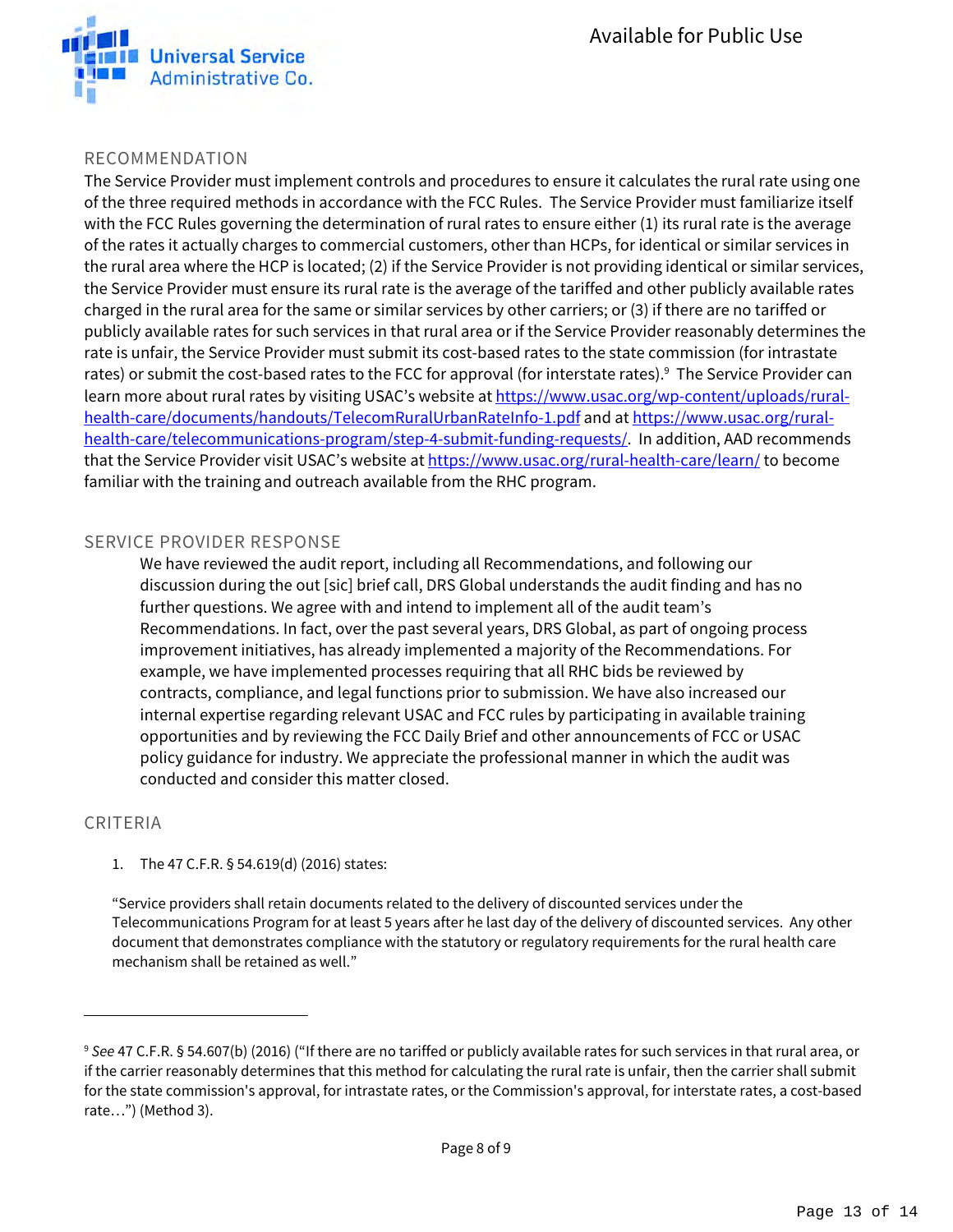## RECOMMENDATION

The Service Provider must implement controls and procedures to ensure it calculates the rural rate using one of the three required methods in accordance with the FCC Rules. The Service Provider must familiarize itself with the FCC Rules governing the determination of rural rates to ensure either (1) its rural rate is the average of the rates it actually charges to commercial customers, other than HCPs, for identical or similar services in the rural area where the HCP is located; (2) if the Service Provider is not providing identical or similar services, the Service Provider must ensure its rural rate is the average of the tariffed and other publicly available rates charged in the rural area for the same or similar services by other carriers; or (3) if there are no tariffed or publicly available rates for such services in that rural area or if the Service Provider reasonably determines the rate is unfair, the Service Provider must submit its cost-based rates to the state commission (for intrastate rates) or submit the cost-based rates to the FCC for approval (for interstate rates).[9] The Service Provider can learn more about rural rates by visiting USAC's website at https://www.usac.org/wp-content/uploads/rural-health-care/documents/handouts/TelecomRuralUrbanRateInfo-1.pdf and at https://www.usac.org/rural-health-care/telecommunications-program/step-4-submit-funding-requests/. In addition, AAD recommends that the Service Provider visit USAC's website at https://www.usac.org/rural-health-care/learn/ to become familiar with the training and outreach available from the RHC program.

## SERVICE PROVIDER RESPONSE

> We have reviewed the audit report, including all Recommendations, and following our discussion during the out [sic] brief call, DRS Global understands the audit finding and has no further questions. We agree with and intend to implement all of the audit team's Recommendations. In fact, over the past several years, DRS Global, as part of ongoing process improvement initiatives, has already implemented a majority of the Recommendations. For example, we have implemented processes requiring that all RHC bids be reviewed by contracts, compliance, and legal functions prior to submission. We have also increased our internal expertise regarding relevant USAC and FCC rules by participating in available training opportunities and by reviewing the FCC Daily Brief and other announcements of FCC or USAC policy guidance for industry. We appreciate the professional manner in which the audit was conducted and consider this matter closed.

## CRITERIA

1. The 47 C.F.R. § 54.619(d) (2016) states:

"Service providers shall retain documents related to the delivery of discounted services under the Telecommunications Program for at least 5 years after he last day of the delivery of discounted services. Any other document that demonstrates compliance with the statutory or regulatory requirements for the rural health care mechanism shall be retained as well."

---

[9] *See* 47 C.F.R. § 54.607(b) (2016) ("If there are no tariffed or publicly available rates for such services in that rural area, or if the carrier reasonably determines that this method for calculating the rural rate is unfair, then the carrier shall submit for the state commission's approval, for intrastate rates, or the Commission's approval, for interstate rates, a cost-based rate…") (Method 3).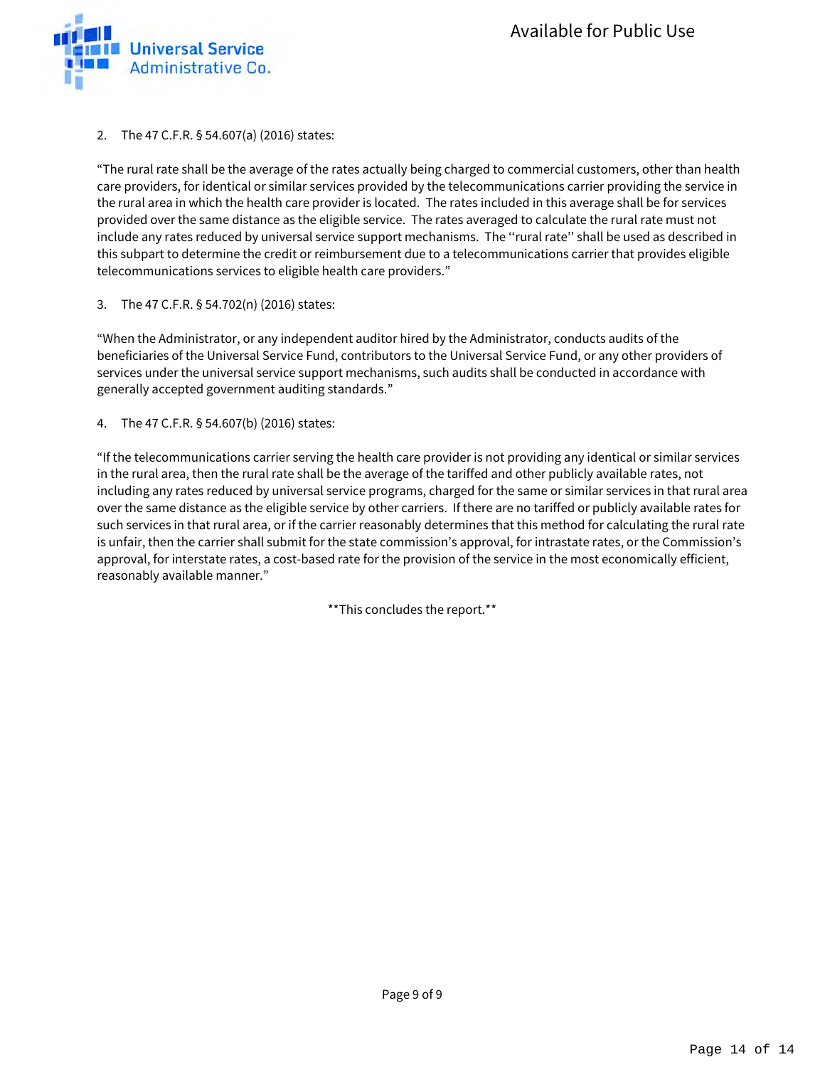2. The 47 C.F.R. § 54.607(a) (2016) states:

"The rural rate shall be the average of the rates actually being charged to commercial customers, other than health care providers, for identical or similar services provided by the telecommunications carrier providing the service in the rural area in which the health care provider is located. The rates included in this average shall be for services provided over the same distance as the eligible service. The rates averaged to calculate the rural rate must not include any rates reduced by universal service support mechanisms. The ''rural rate'' shall be used as described in this subpart to determine the credit or reimbursement due to a telecommunications carrier that provides eligible telecommunications services to eligible health care providers."

3. The 47 C.F.R. § 54.702(n) (2016) states:

"When the Administrator, or any independent auditor hired by the Administrator, conducts audits of the beneficiaries of the Universal Service Fund, contributors to the Universal Service Fund, or any other providers of services under the universal service support mechanisms, such audits shall be conducted in accordance with generally accepted government auditing standards."

4. The 47 C.F.R. § 54.607(b) (2016) states:

"If the telecommunications carrier serving the health care provider is not providing any identical or similar services in the rural area, then the rural rate shall be the average of the tariffed and other publicly available rates, not including any rates reduced by universal service programs, charged for the same or similar services in that rural area over the same distance as the eligible service by other carriers. If there are no tariffed or publicly available rates for such services in that rural area, or if the carrier reasonably determines that this method for calculating the rural rate is unfair, then the carrier shall submit for the state commission's approval, for intrastate rates, or the Commission's approval, for interstate rates, a cost-based rate for the provision of the service in the most economically efficient, reasonably available manner."

**This concludes the report.**